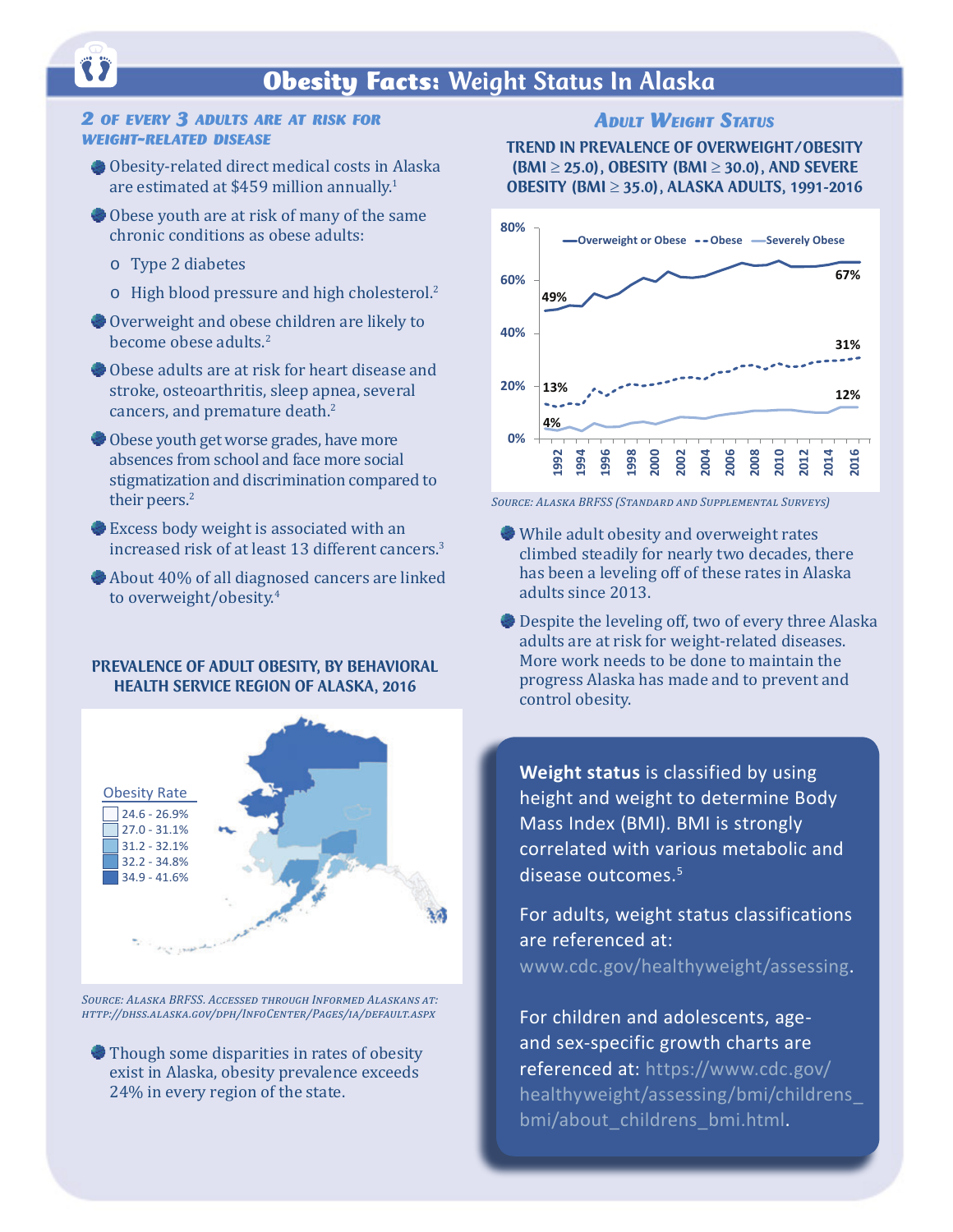# Obesity Facts: Weight Status In Alaska

## 2 of every 3 adults are at risk for weight-related disease

- Obesity-related direct medical costs in Alaska are estimated at $459 million annually.[1]
- Obese youth are at risk of many of the same chronic conditions as obese adults:
  - Type 2 diabetes
  - High blood pressure and high cholesterol.[2]
- Overweight and obese children are likely to become obese adults.[2]
- Obese adults are at risk for heart disease and stroke, osteoarthritis, sleep apnea, several cancers, and premature death.[2]
- Obese youth get worse grades, have more absences from school and face more social stigmatization and discrimination compared to their peers.[2]
- Excess body weight is associated with an increased risk of at least 13 different cancers.[3]
- About 40% of all diagnosed cancers are linked to overweight/obesity.[4]

### PREVALENCE OF ADULT OBESITY, BY BEHAVIORAL HEALTH SERVICE REGION OF ALASKA, 2016

Obesity Rate
- 24.6 - 26.9%
- 27.0 - 31.1%
- 31.2 - 32.1%
- 32.2 - 34.8%
- 34.9 - 41.6%

*Source: Alaska BRFSS. Accessed through Informed Alaskans at: http://dhss.alaska.gov/dph/InfoCenter/Pages/ia/default.aspx*

- Though some disparities in rates of obesity exist in Alaska, obesity prevalence exceeds 24% in every region of the state.

## Adult Weight Status

### TREND IN PREVALENCE OF OVERWEIGHT/OBESITY (BMI ≥ 25.0), OBESITY (BMI ≥ 30.0), AND SEVERE OBESITY (BMI ≥ 35.0), ALASKA ADULTS, 1991-2016

| Measure | 1991 | 2016 |
|---|---|---|
| Overweight or Obese | 49% | 67% |
| Obese | 13% | 31% |
| Severely Obese | 4% | 12% |

*Source: Alaska BRFSS (Standard and Supplemental Surveys)*

- While adult obesity and overweight rates climbed steadily for nearly two decades, there has been a leveling off of these rates in Alaska adults since 2013.
- Despite the leveling off, two of every three Alaska adults are at risk for weight-related diseases. More work needs to be done to maintain the progress Alaska has made and to prevent and control obesity.

**Weight status** is classified by using height and weight to determine Body Mass Index (BMI). BMI is strongly correlated with various metabolic and disease outcomes.[5]

For adults, weight status classifications are referenced at: www.cdc.gov/healthyweight/assessing.

For children and adolescents, age- and sex-specific growth charts are referenced at: https://www.cdc.gov/healthyweight/assessing/bmi/childrens_bmi/about_childrens_bmi.html.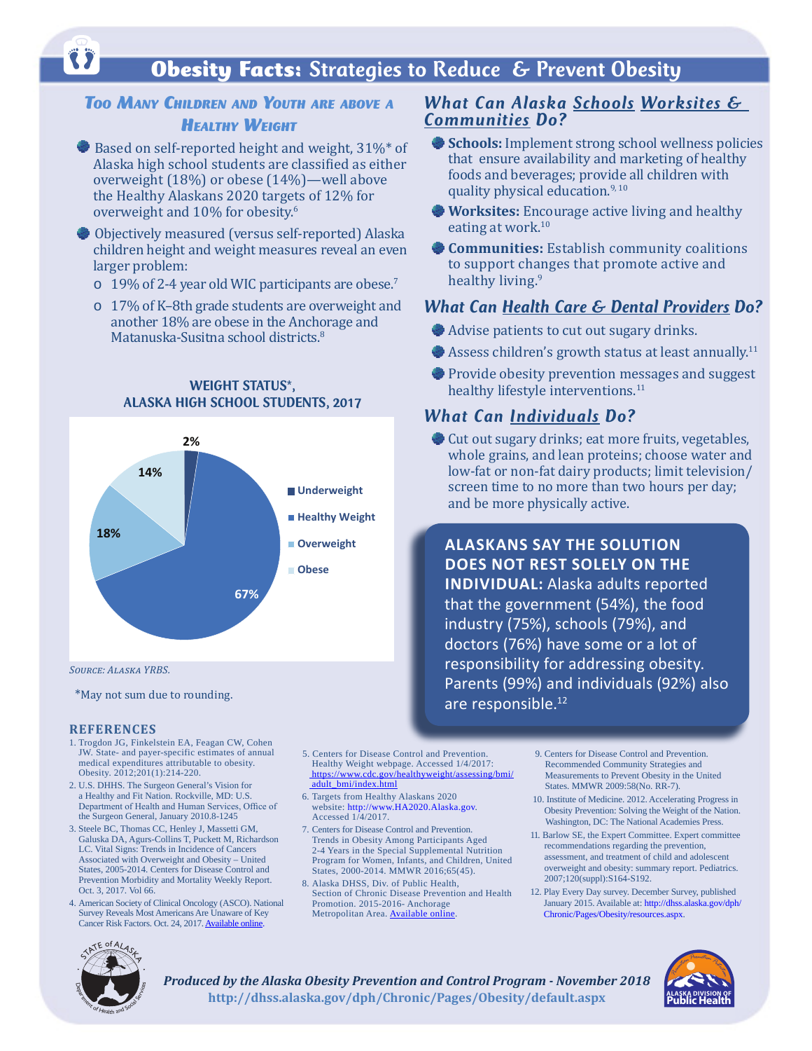# Obesity Facts: Strategies to Reduce & Prevent Obesity

## Too Many Children and Youth are above a Healthy Weight

- Based on self-reported height and weight, 31%* of Alaska high school students are classified as either overweight (18%) or obese (14%)—well above the Healthy Alaskans 2020 targets of 12% for overweight and 10% for obesity.[6]
- Objectively measured (versus self-reported) Alaska children height and weight measures reveal an even larger problem:
  - 19% of 2-4 year old WIC participants are obese.[7]
  - 17% of K–8th grade students are overweight and another 18% are obese in the Anchorage and Matanuska-Susitna school districts.[8]

**WEIGHT STATUS*, ALASKA HIGH SCHOOL STUDENTS, 2017**

2%
14%
18%
67%

Underweight
Healthy Weight
Overweight
Obese

*Source: Alaska YRBS.*

*May not sum due to rounding.

## What Can Alaska Schools Worksites & Communities Do?

- **Schools:** Implement strong school wellness policies that ensure availability and marketing of healthy foods and beverages; provide all children with quality physical education.[9, 10]
- **Worksites:** Encourage active living and healthy eating at work.[10]
- **Communities:** Establish community coalitions to support changes that promote active and healthy living.[9]

## What Can Health Care & Dental Providers Do?

- Advise patients to cut out sugary drinks.
- Assess children's growth status at least annually.[11]
- Provide obesity prevention messages and suggest healthy lifestyle interventions.[11]

## What Can Individuals Do?

- Cut out sugary drinks; eat more fruits, vegetables, whole grains, and lean proteins; choose water and low-fat or non-fat dairy products; limit television/screen time to no more than two hours per day; and be more physically active.

**ALASKANS SAY THE SOLUTION DOES NOT REST SOLELY ON THE INDIVIDUAL:** Alaska adults reported that the government (54%), the food industry (75%), schools (79%), and doctors (76%) have some or a lot of responsibility for addressing obesity. Parents (99%) and individuals (92%) also are responsible.[12]

## REFERENCES

1. Trogdon JG, Finkelstein EA, Feagan CW, Cohen JW. State- and payer-specific estimates of annual medical expenditures attributable to obesity. Obesity. 2012;201(1):214-220.
2. U.S. DHHS. The Surgeon General's Vision for a Healthy and Fit Nation. Rockville, MD: U.S. Department of Health and Human Services, Office of the Surgeon General, January 2010.8-1245
3. Steele BC, Thomas CC, Henley J, Massetti GM, Galuska DA, Agurs-Collins T, Puckett M, Richardson LC. Vital Signs: Trends in Incidence of Cancers Associated with Overweight and Obesity – United States, 2005-2014. Centers for Disease Control and Prevention Morbidity and Mortality Weekly Report. Oct. 3, 2017. Vol 66.
4. American Society of Clinical Oncology (ASCO). National Survey Reveals Most Americans Are Unaware of Key Cancer Risk Factors. Oct. 24, 2017. Available online.
5. Centers for Disease Control and Prevention. Healthy Weight webpage. Accessed 1/4/2017: https://www.cdc.gov/healthyweight/assessing/bmi/adult_bmi/index.html
6. Targets from Healthy Alaskans 2020 website: http://www.HA2020.Alaska.gov. Accessed 1/4/2017.
7. Centers for Disease Control and Prevention. Trends in Obesity Among Participants Aged 2-4 Years in the Special Supplemental Nutrition Program for Women, Infants, and Children, United States, 2000-2014. MMWR 2016;65(45).
8. Alaska DHSS, Div. of Public Health, Section of Chronic Disease Prevention and Health Promotion. 2015-2016- Anchorage Metropolitan Area. Available online.
9. Centers for Disease Control and Prevention. Recommended Community Strategies and Measurements to Prevent Obesity in the United States. MMWR 2009:58(No. RR-7).
10. Institute of Medicine. 2012. Accelerating Progress in Obesity Prevention: Solving the Weight of the Nation. Washington, DC: The National Academies Press.
11. Barlow SE, the Expert Committee. Expert committee recommendations regarding the prevention, assessment, and treatment of child and adolescent overweight and obesity: summary report. Pediatrics. 2007;120(suppl):S164-S192.
12. Play Every Day survey. December Survey, published January 2015. Available at: http://dhss.alaska.gov/dph/Chronic/Pages/Obesity/resources.aspx.

***Produced by the Alaska Obesity Prevention and Control Program - November 2018***

**http://dhss.alaska.gov/dph/Chronic/Pages/Obesity/default.aspx**